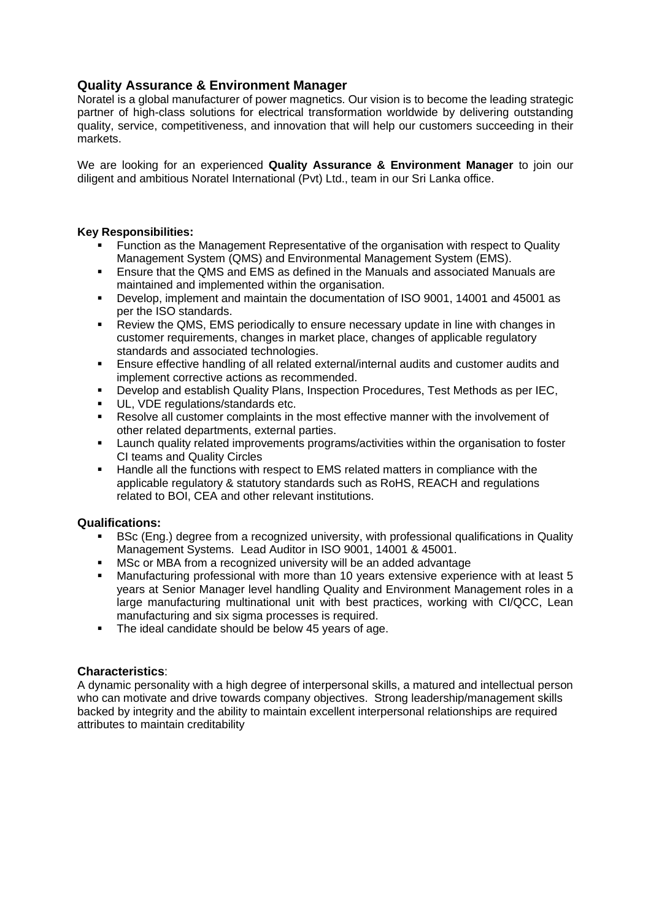## Quality Assurance & Environment Manager

Noratel is a global manufacturer of power magnetics. Our vision is to become the leading strategic partner of high-class solutions for electrical transformation worldwide by delivering outstanding quality, service, competitiveness, and innovation that will help our customers succeeding in their markets.

We are looking for an experienced **Quality Assurance & Environment Manager** to join our diligent and ambitious Noratel International (Pvt) Ltd., team in our Sri Lanka office.

**Key Responsibilities:**

- Function as the Management Representative of the organisation with respect to Quality Management System (QMS) and Environmental Management System (EMS).
- Ensure that the QMS and EMS as defined in the Manuals and associated Manuals are maintained and implemented within the organisation.
- Develop, implement and maintain the documentation of ISO 9001, 14001 and 45001 as per the ISO standards.
- Review the QMS, EMS periodically to ensure necessary update in line with changes in customer requirements, changes in market place, changes of applicable regulatory standards and associated technologies.
- Ensure effective handling of all related external/internal audits and customer audits and implement corrective actions as recommended.
- Develop and establish Quality Plans, Inspection Procedures, Test Methods as per IEC,
- UL, VDE regulations/standards etc.
- Resolve all customer complaints in the most effective manner with the involvement of other related departments, external parties.
- Launch quality related improvements programs/activities within the organisation to foster CI teams and Quality Circles
- Handle all the functions with respect to EMS related matters in compliance with the applicable regulatory & statutory standards such as RoHS, REACH and regulations related to BOI, CEA and other relevant institutions.

**Qualifications:**

- BSc (Eng.) degree from a recognized university, with professional qualifications in Quality Management Systems. Lead Auditor in ISO 9001, 14001 & 45001.
- MSc or MBA from a recognized university will be an added advantage
- Manufacturing professional with more than 10 years extensive experience with at least 5 years at Senior Manager level handling Quality and Environment Management roles in a large manufacturing multinational unit with best practices, working with CI/QCC, Lean manufacturing and six sigma processes is required.
- The ideal candidate should be below 45 years of age.

**Characteristics**:

A dynamic personality with a high degree of interpersonal skills, a matured and intellectual person who can motivate and drive towards company objectives. Strong leadership/management skills backed by integrity and the ability to maintain excellent interpersonal relationships are required attributes to maintain creditability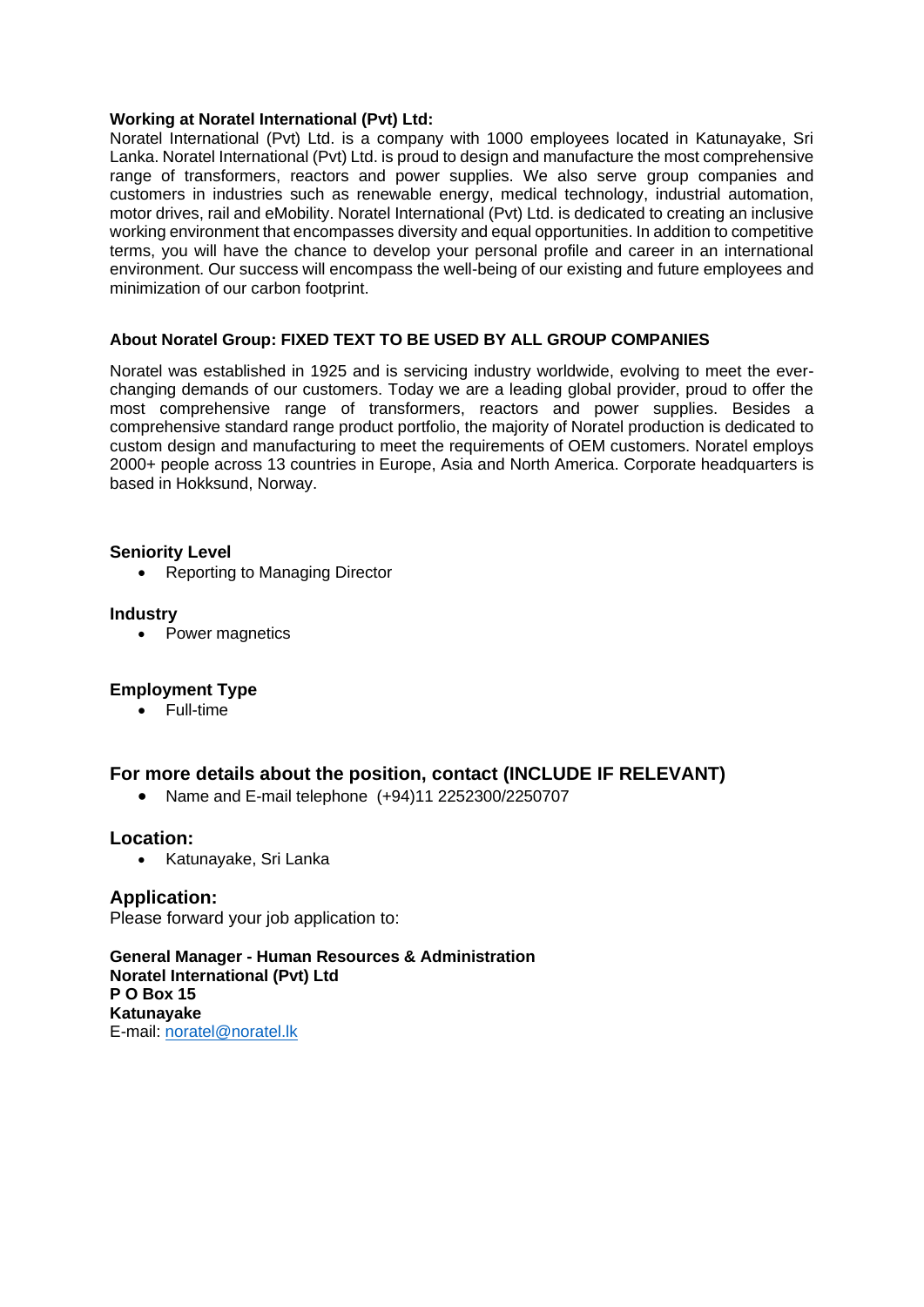**Working at Noratel International (Pvt) Ltd:**
Noratel International (Pvt) Ltd. is a company with 1000 employees located in Katunayake, Sri Lanka. Noratel International (Pvt) Ltd. is proud to design and manufacture the most comprehensive range of transformers, reactors and power supplies. We also serve group companies and customers in industries such as renewable energy, medical technology, industrial automation, motor drives, rail and eMobility. Noratel International (Pvt) Ltd. is dedicated to creating an inclusive working environment that encompasses diversity and equal opportunities. In addition to competitive terms, you will have the chance to develop your personal profile and career in an international environment. Our success will encompass the well-being of our existing and future employees and minimization of our carbon footprint.

**About Noratel Group: FIXED TEXT TO BE USED BY ALL GROUP COMPANIES**

Noratel was established in 1925 and is servicing industry worldwide, evolving to meet the ever-changing demands of our customers. Today we are a leading global provider, proud to offer the most comprehensive range of transformers, reactors and power supplies. Besides a comprehensive standard range product portfolio, the majority of Noratel production is dedicated to custom design and manufacturing to meet the requirements of OEM customers. Noratel employs 2000+ people across 13 countries in Europe, Asia and North America. Corporate headquarters is based in Hokksund, Norway.

**Seniority Level**

- Reporting to Managing Director

**Industry**

- Power magnetics

**Employment Type**

- Full-time

## For more details about the position, contact (INCLUDE IF RELEVANT)

- Name and E-mail telephone (+94)11 2252300/2250707

## Location:

- Katunayake, Sri Lanka

## Application:

Please forward your job application to:

**General Manager - Human Resources & Administration**
**Noratel International (Pvt) Ltd**
**P O Box 15**
**Katunayake**
E-mail: noratel@noratel.lk